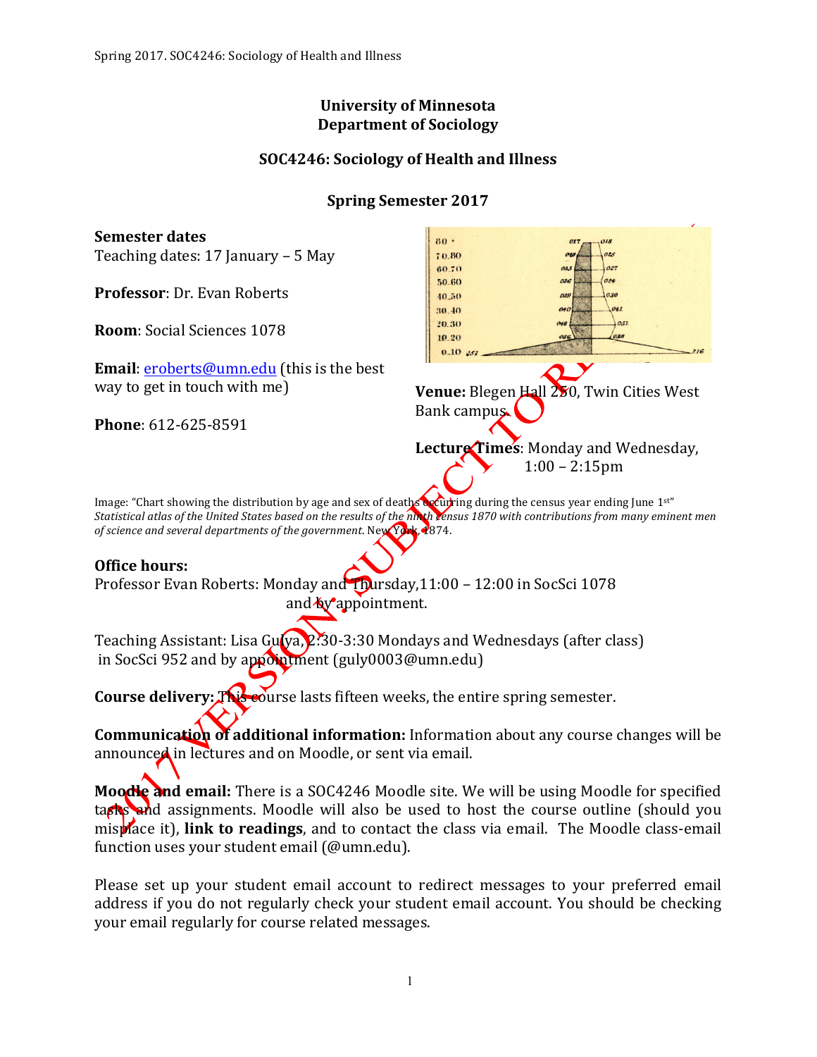# University of Minnesota
# Department of Sociology

## SOC4246: Sociology of Health and Illness

## Spring Semester 2017

**Semester dates**
Teaching dates: 17 January – 5 May

**Professor**: Dr. Evan Roberts

**Room**: Social Sciences 1078

**Email**: eroberts@umn.edu (this is the best way to get in touch with me)

**Phone**: 612-625-8591

**Venue:** Blegen Hall 250, Twin Cities West Bank campus.

**Lecture Times**: Monday and Wednesday, 1:00 – 2:15pm

Image: "Chart showing the distribution by age and sex of deaths occurring during the census year ending June 1st" *Statistical atlas of the United States based on the results of the ninth census 1870 with contributions from many eminent men of science and several departments of the government.* New York, 1874.

**Office hours:**
Professor Evan Roberts: Monday and Thursday, 11:00 – 12:00 in SocSci 1078 and by appointment.

Teaching Assistant: Lisa Gulya, 2:30-3:30 Mondays and Wednesdays (after class) in SocSci 952 and by appointment (guly0003@umn.edu)

**Course delivery:** This course lasts fifteen weeks, the entire spring semester.

**Communication of additional information:** Information about any course changes will be announced in lectures and on Moodle, or sent via email.

**Moodle and email:** There is a SOC4246 Moodle site. We will be using Moodle for specified tasks and assignments. Moodle will also be used to host the course outline (should you misplace it), **link to readings**, and to contact the class via email. The Moodle class-email function uses your student email (@umn.edu).

Please set up your student email account to redirect messages to your preferred email address if you do not regularly check your student email account. You should be checking your email regularly for course related messages.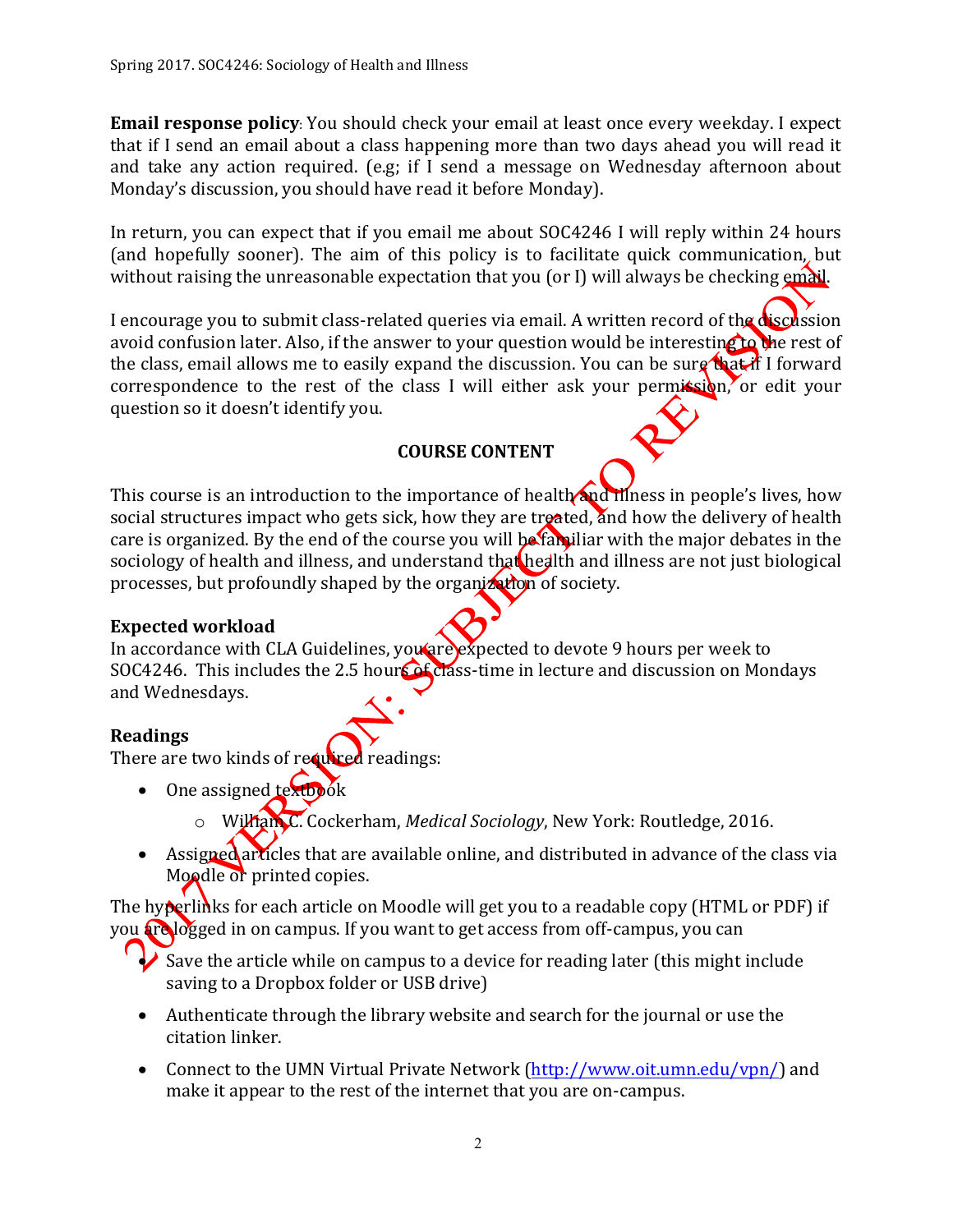**Email response policy**: You should check your email at least once every weekday. I expect that if I send an email about a class happening more than two days ahead you will read it and take any action required. (e.g; if I send a message on Wednesday afternoon about Monday's discussion, you should have read it before Monday).

In return, you can expect that if you email me about SOC4246 I will reply within 24 hours (and hopefully sooner). The aim of this policy is to facilitate quick communication, but without raising the unreasonable expectation that you (or I) will always be checking email.

I encourage you to submit class-related queries via email. A written record of the discussion avoid confusion later. Also, if the answer to your question would be interesting to the rest of the class, email allows me to easily expand the discussion. You can be sure that if I forward correspondence to the rest of the class I will either ask your permission, or edit your question so it doesn't identify you.

## COURSE CONTENT

This course is an introduction to the importance of health and illness in people's lives, how social structures impact who gets sick, how they are treated, and how the delivery of health care is organized. By the end of the course you will be familiar with the major debates in the sociology of health and illness, and understand that health and illness are not just biological processes, but profoundly shaped by the organization of society.

### Expected workload

In accordance with CLA Guidelines, you are expected to devote 9 hours per week to SOC4246. This includes the 2.5 hours of class-time in lecture and discussion on Mondays and Wednesdays.

### Readings

There are two kinds of required readings:

- One assigned textbook
    - William C. Cockerham, *Medical Sociology*, New York: Routledge, 2016.
- Assigned articles that are available online, and distributed in advance of the class via Moodle or printed copies.

The hyperlinks for each article on Moodle will get you to a readable copy (HTML or PDF) if you are logged in on campus. If you want to get access from off-campus, you can

- Save the article while on campus to a device for reading later (this might include saving to a Dropbox folder or USB drive)
- Authenticate through the library website and search for the journal or use the citation linker.
- Connect to the UMN Virtual Private Network (http://www.oit.umn.edu/vpn/) and make it appear to the rest of the internet that you are on-campus.

2017 VERSION: SUBJECT TO REVISION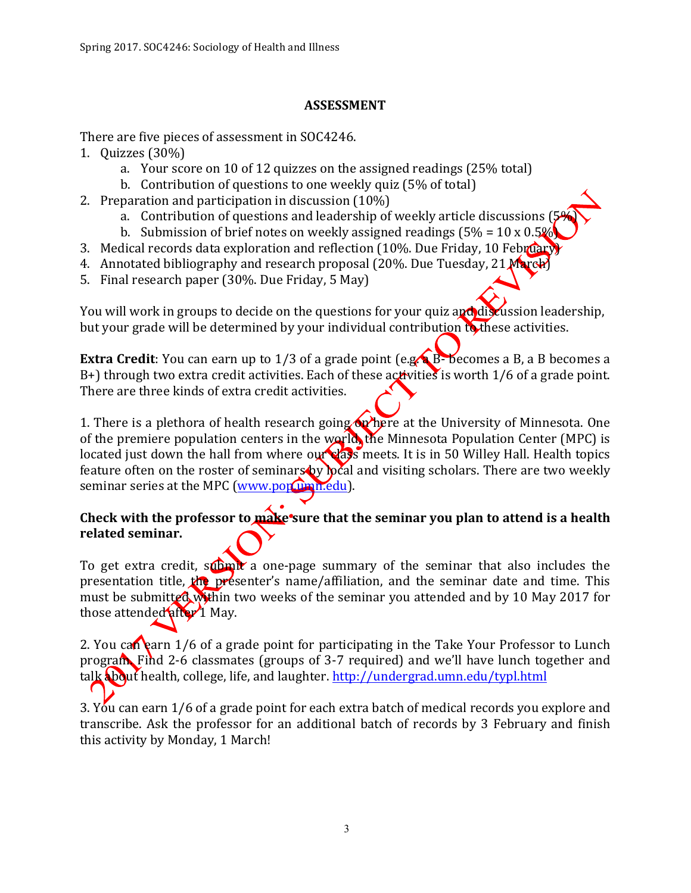## ASSESSMENT

There are five pieces of assessment in SOC4246.

1. Quizzes (30%)
   a. Your score on 10 of 12 quizzes on the assigned readings (25% total)
   b. Contribution of questions to one weekly quiz (5% of total)
2. Preparation and participation in discussion (10%)
   a. Contribution of questions and leadership of weekly article discussions (5%)
   b. Submission of brief notes on weekly assigned readings (5% = 10 x 0.5%)
3. Medical records data exploration and reflection (10%. Due Friday, 10 February)
4. Annotated bibliography and research proposal (20%. Due Tuesday, 21 March)
5. Final research paper (30%. Due Friday, 5 May)

You will work in groups to decide on the questions for your quiz and discussion leadership, but your grade will be determined by your individual contribution to these activities.

**Extra Credit**: You can earn up to 1/3 of a grade point (e.g. a B- becomes a B, a B becomes a B+) through two extra credit activities. Each of these activities is worth 1/6 of a grade point. There are three kinds of extra credit activities.

1. There is a plethora of health research going on here at the University of Minnesota. One of the premiere population centers in the world, the Minnesota Population Center (MPC) is located just down the hall from where our class meets. It is in 50 Willey Hall. Health topics feature often on the roster of seminars by local and visiting scholars. There are two weekly seminar series at the MPC (www.pop.umn.edu).

**Check with the professor to make sure that the seminar you plan to attend is a health related seminar.**

To get extra credit, submit a one-page summary of the seminar that also includes the presentation title, the presenter's name/affiliation, and the seminar date and time. This must be submitted within two weeks of the seminar you attended and by 10 May 2017 for those attended after 1 May.

2. You can earn 1/6 of a grade point for participating in the Take Your Professor to Lunch program. Find 2-6 classmates (groups of 3-7 required) and we'll have lunch together and talk about health, college, life, and laughter. http://undergrad.umn.edu/typl.html

3. You can earn 1/6 of a grade point for each extra batch of medical records you explore and transcribe. Ask the professor for an additional batch of records by 3 February and finish this activity by Monday, 1 March!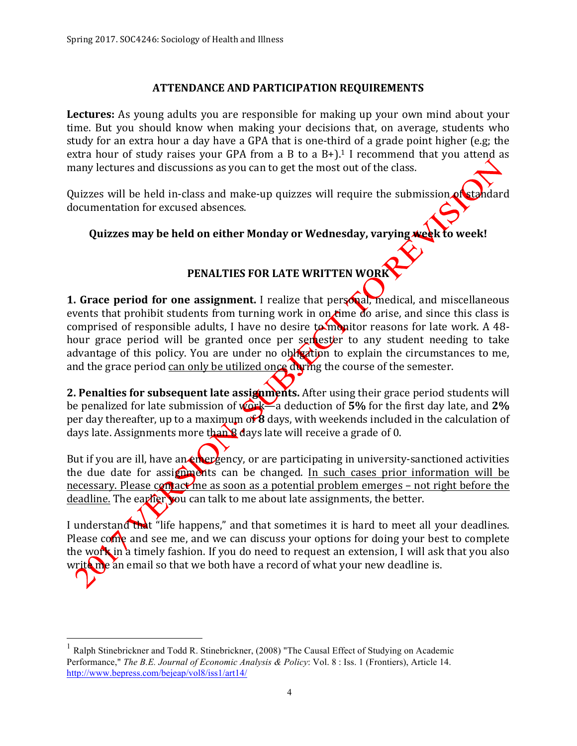## ATTENDANCE AND PARTICIPATION REQUIREMENTS

**Lectures:** As young adults you are responsible for making up your own mind about your time. But you should know when making your decisions that, on average, students who study for an extra hour a day have a GPA that is one-third of a grade point higher (e.g; the extra hour of study raises your GPA from a B to a B+).[1] I recommend that you attend as many lectures and discussions as you can to get the most out of the class.

Quizzes will be held in-class and make-up quizzes will require the submission of standard documentation for excused absences.

**Quizzes may be held on either Monday or Wednesday, varying week to week!**

## PENALTIES FOR LATE WRITTEN WORK

**1. Grace period for one assignment.** I realize that personal, medical, and miscellaneous events that prohibit students from turning work in on time do arise, and since this class is comprised of responsible adults, I have no desire to monitor reasons for late work. A 48-hour grace period will be granted once per semester to any student needing to take advantage of this policy. You are under no obligation to explain the circumstances to me, and the grace period <u>can only be utilized once</u> during the course of the semester.

**2. Penalties for subsequent late assignments.** After using their grace period students will be penalized for late submission of work—a deduction of **5%** for the first day late, and **2%** per day thereafter, up to a maximum of **8** days, with weekends included in the calculation of days late. Assignments more than 8 days late will receive a grade of 0.

But if you are ill, have an emergency, or are participating in university-sanctioned activities the due date for assignments can be changed. <u>In such cases prior information will be necessary. Please contact me as soon as a potential problem emerges – not right before the deadline.</u> The earlier you can talk to me about late assignments, the better.

I understand that "life happens," and that sometimes it is hard to meet all your deadlines. Please come and see me, and we can discuss your options for doing your best to complete the work in a timely fashion. If you do need to request an extension, I will ask that you also write me an email so that we both have a record of what your new deadline is.

---

[1] Ralph Stinebrickner and Todd R. Stinebrickner, (2008) "The Causal Effect of Studying on Academic Performance," *The B.E. Journal of Economic Analysis & Policy*: Vol. 8 : Iss. 1 (Frontiers), Article 14. http://www.bepress.com/bejeap/vol8/iss1/art14/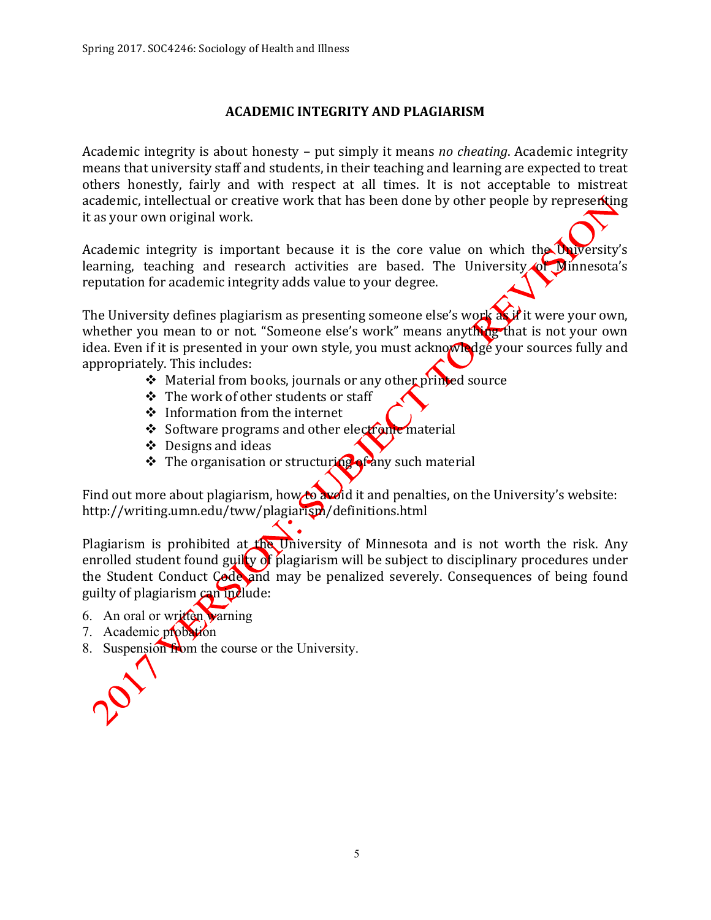## ACADEMIC INTEGRITY AND PLAGIARISM

Academic integrity is about honesty – put simply it means *no cheating*. Academic integrity means that university staff and students, in their teaching and learning are expected to treat others honestly, fairly and with respect at all times. It is not acceptable to mistreat academic, intellectual or creative work that has been done by other people by representing it as your own original work.

Academic integrity is important because it is the core value on which the University's learning, teaching and research activities are based. The University of Minnesota's reputation for academic integrity adds value to your degree.

The University defines plagiarism as presenting someone else's work as if it were your own, whether you mean to or not. "Someone else's work" means anything that is not your own idea. Even if it is presented in your own style, you must acknowledge your sources fully and appropriately. This includes:

- Material from books, journals or any other printed source
- The work of other students or staff
- Information from the internet
- Software programs and other electronic material
- Designs and ideas
- The organisation or structuring of any such material

Find out more about plagiarism, how to avoid it and penalties, on the University's website: http://writing.umn.edu/tww/plagiarism/definitions.html

Plagiarism is prohibited at the University of Minnesota and is not worth the risk. Any enrolled student found guilty of plagiarism will be subject to disciplinary procedures under the Student Conduct Code and may be penalized severely. Consequences of being found guilty of plagiarism can include:

6. An oral or written warning
7. Academic probation
8. Suspension from the course or the University.

2017 VERSION: SUBJECT TO REVISION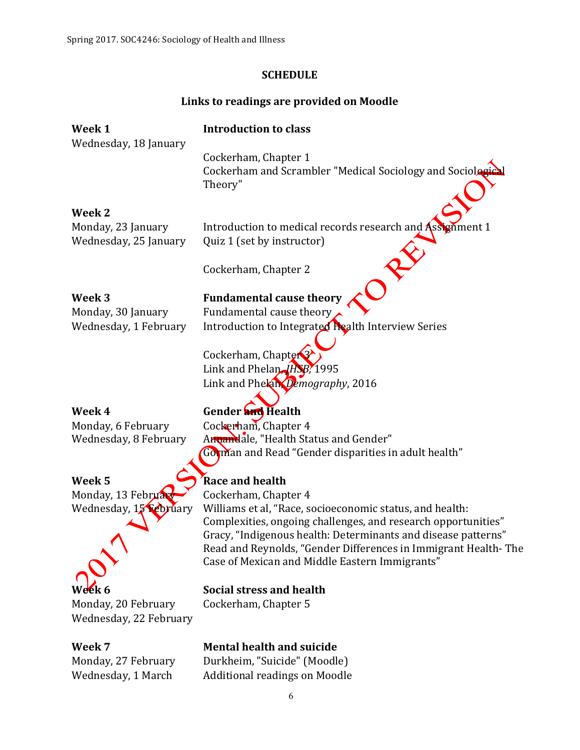## SCHEDULE

### Links to readings are provided on Moodle

| | |
|---|---|
| **Week 1** | **Introduction to class** |
| Wednesday, 18 January | |
| | Cockerham, Chapter 1 |
| | Cockerham and Scrambler "Medical Sociology and Sociological Theory" |
| **Week 2** | |
| Monday, 23 January | Introduction to medical records research and Assignment 1 |
| Wednesday, 25 January | Quiz 1 (set by instructor) |
| | Cockerham, Chapter 2 |
| **Week 3** | **Fundamental cause theory** |
| Monday, 30 January | Fundamental cause theory |
| Wednesday, 1 February | Introduction to Integrated Health Interview Series |
| | Cockerham, Chapter 3 |
| | Link and Phelan, *JHSB*, 1995 |
| | Link and Phelan, *Demography*, 2016 |
| **Week 4** | **Gender and Health** |
| Monday, 6 February | Cockerham, Chapter 4 |
| Wednesday, 8 February | Annandale, "Health Status and Gender" |
| | Gorman and Read "Gender disparities in adult health" |
| **Week 5** | **Race and health** |
| Monday, 13 February | Cockerham, Chapter 4 |
| Wednesday, 15 February | Williams et al, "Race, socioeconomic status, and health: Complexities, ongoing challenges, and research opportunities" |
| | Gracy, "Indigenous health: Determinants and disease patterns" |
| | Read and Reynolds, "Gender Differences in Immigrant Health- The Case of Mexican and Middle Eastern Immigrants" |
| **Week 6** | **Social stress and health** |
| Monday, 20 February | Cockerham, Chapter 5 |
| Wednesday, 22 February | |
| **Week 7** | **Mental health and suicide** |
| Monday, 27 February | Durkheim, "Suicide" (Moodle) |
| Wednesday, 1 March | Additional readings on Moodle |

2017 VERSION. SUBJECT TO REVISION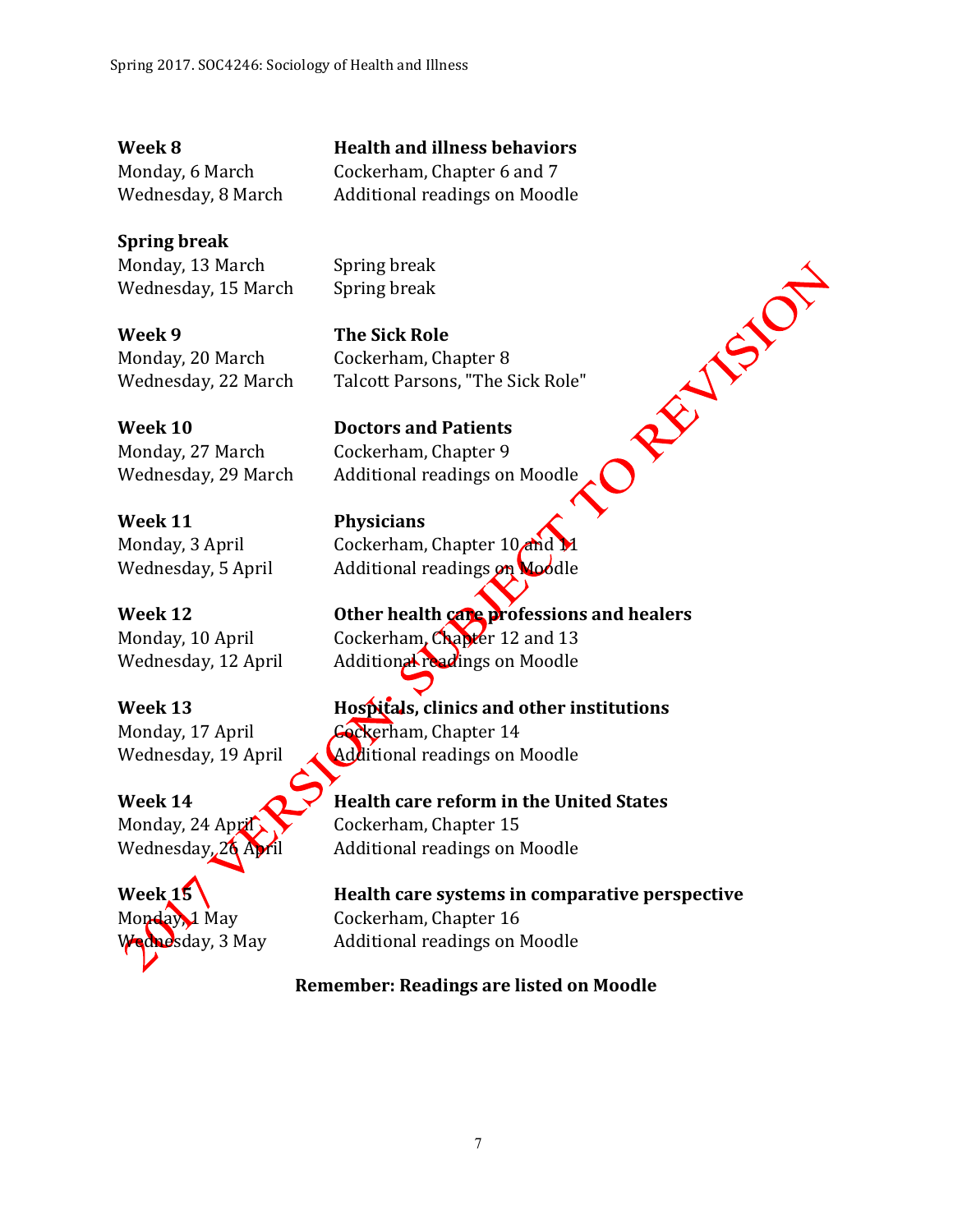**Week 8** | **Health and illness behaviors**
Monday, 6 March | Cockerham, Chapter 6 and 7
Wednesday, 8 March | Additional readings on Moodle

**Spring break**
Monday, 13 March | Spring break
Wednesday, 15 March | Spring break

**Week 9** | **The Sick Role**
Monday, 20 March | Cockerham, Chapter 8
Wednesday, 22 March | Talcott Parsons, "The Sick Role"

**Week 10** | **Doctors and Patients**
Monday, 27 March | Cockerham, Chapter 9
Wednesday, 29 March | Additional readings on Moodle

**Week 11** | **Physicians**
Monday, 3 April | Cockerham, Chapter 10 and 11
Wednesday, 5 April | Additional readings on Moodle

**Week 12** | **Other health care professions and healers**
Monday, 10 April | Cockerham, Chapter 12 and 13
Wednesday, 12 April | Additional readings on Moodle

**Week 13** | **Hospitals, clinics and other institutions**
Monday, 17 April | Cockerham, Chapter 14
Wednesday, 19 April | Additional readings on Moodle

**Week 14** | **Health care reform in the United States**
Monday, 24 April | Cockerham, Chapter 15
Wednesday, 26 April | Additional readings on Moodle

**Week 15** | **Health care systems in comparative perspective**
Monday, 1 May | Cockerham, Chapter 16
Wednesday, 3 May | Additional readings on Moodle

**Remember: Readings are listed on Moodle**

2017 VERSION: SUBJECT TO REVISION